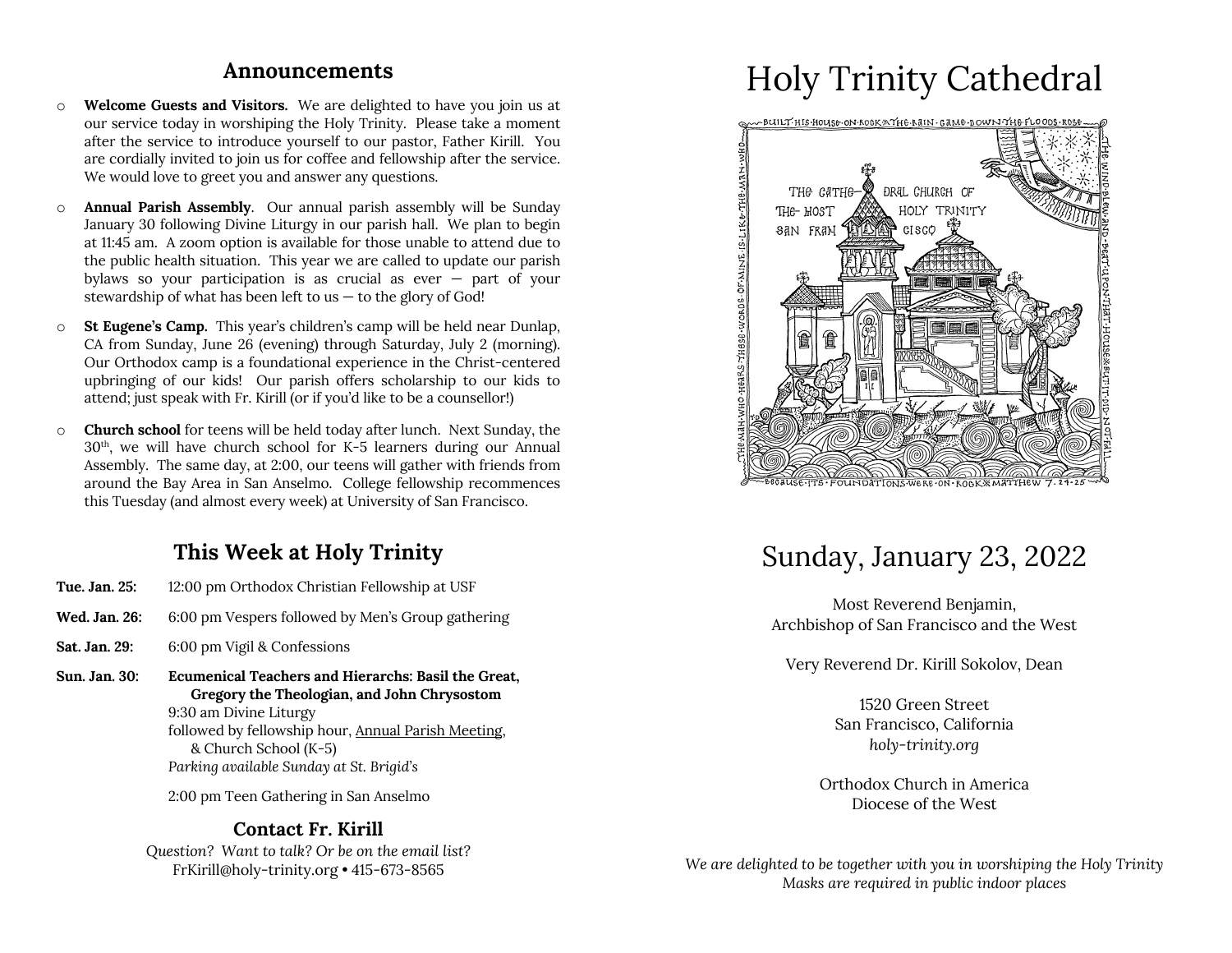## Announcements

- **Welcome Guests and Visitors.** We are delighted to have you join us at our service today in worshiping the Holy Trinity. Please take a moment after the service to introduce yourself to our pastor, Father Kirill. You are cordially invited to join us for coffee and fellowship after the service. We would love to greet you and answer any questions.
- **Annual Parish Assembly**. Our annual parish assembly will be Sunday January 30 following Divine Liturgy in our parish hall. We plan to begin at 11:45 am. A zoom option is available for those unable to attend due to the public health situation. This year we are called to update our parish bylaws so your participation is as crucial as ever — part of your stewardship of what has been left to us — to the glory of God!
- **St Eugene's Camp.** This year's children's camp will be held near Dunlap, CA from Sunday, June 26 (evening) through Saturday, July 2 (morning). Our Orthodox camp is a foundational experience in the Christ-centered upbringing of our kids! Our parish offers scholarship to our kids to attend; just speak with Fr. Kirill (or if you'd like to be a counsellor!)
- **Church school** for teens will be held today after lunch. Next Sunday, the 30th, we will have church school for K-5 learners during our Annual Assembly. The same day, at 2:00, our teens will gather with friends from around the Bay Area in San Anselmo. College fellowship recommences this Tuesday (and almost every week) at University of San Francisco.

## This Week at Holy Trinity

**Tue. Jan. 25:** 12:00 pm Orthodox Christian Fellowship at USF

**Wed. Jan. 26:** 6:00 pm Vespers followed by Men's Group gathering

**Sat. Jan. 29:** 6:00 pm Vigil & Confessions

**Sun. Jan. 30:** **Ecumenical Teachers and Hierarchs: Basil the Great, Gregory the Theologian, and John Chrysostom**
9:30 am Divine Liturgy
followed by fellowship hour, Annual Parish Meeting, & Church School (K-5)
*Parking available Sunday at St. Brigid's*

2:00 pm Teen Gathering in San Anselmo

### Contact Fr. Kirill

*Question? Want to talk? Or be on the email list?*
FrKirill@holy-trinity.org • 415-673-8565

# Holy Trinity Cathedral

BUILT HIS HOUSE ON ROCK ✠ THE RAIN CAME DOWN THE FLOODS ROSE THE WIND BLEW AND BEAT UPON THAT HOUSE ✠ BUT IT DID NOT FALL BECAUSE ITS FOUNDATIONS WERE ON ROCK ✠ MATTHEW 7. 24-25 THE MAN WHO HEARS THESE WORDS OF MINE IS LIKE THE MAN WHO

THE CATHEDRAL CHURCH OF THE MOST HOLY TRINITY SAN FRANCISCO

## Sunday, January 23, 2022

Most Reverend Benjamin,
Archbishop of San Francisco and the West

Very Reverend Dr. Kirill Sokolov, Dean

1520 Green Street
San Francisco, California
*holy-trinity.org*

Orthodox Church in America
Diocese of the West

*We are delighted to be together with you in worshiping the Holy Trinity*
*Masks are required in public indoor places*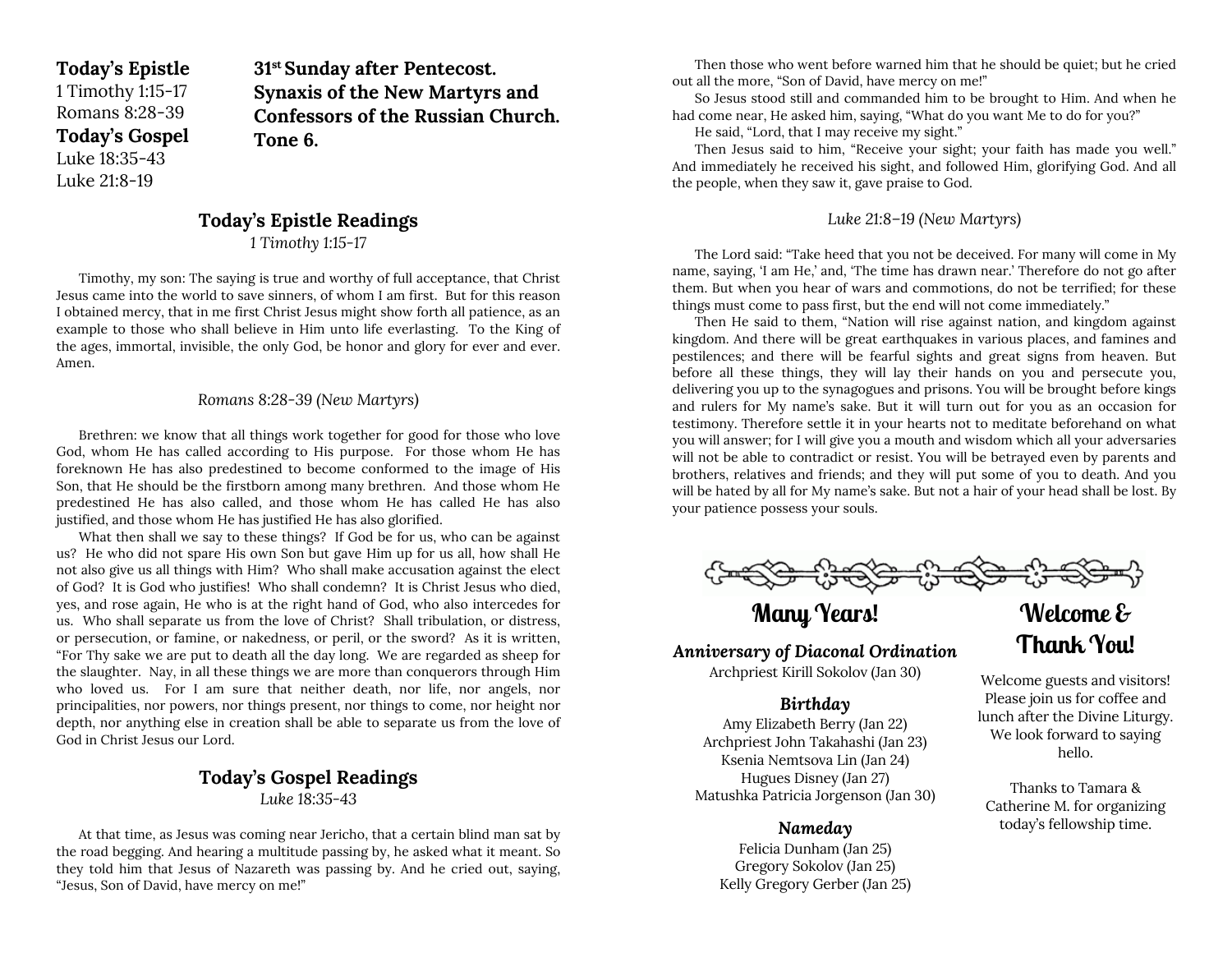**Today's Epistle**
1 Timothy 1:15-17
Romans 8:28-39
**Today's Gospel**
Luke 18:35-43
Luke 21:8-19

**31st Sunday after Pentecost. Synaxis of the New Martyrs and Confessors of the Russian Church. Tone 6.**

## Today's Epistle Readings

*1 Timothy 1:15-17*

Timothy, my son: The saying is true and worthy of full acceptance, that Christ Jesus came into the world to save sinners, of whom I am first. But for this reason I obtained mercy, that in me first Christ Jesus might show forth all patience, as an example to those who shall believe in Him unto life everlasting. To the King of the ages, immortal, invisible, the only God, be honor and glory for ever and ever. Amen.

*Romans 8:28-39 (New Martyrs)*

Brethren: we know that all things work together for good for those who love God, whom He has called according to His purpose. For those whom He has foreknown He has also predestined to become conformed to the image of His Son, that He should be the firstborn among many brethren. And those whom He predestined He has also called, and those whom He has called He has also justified, and those whom He has justified He has also glorified.

What then shall we say to these things? If God be for us, who can be against us? He who did not spare His own Son but gave Him up for us all, how shall He not also give us all things with Him? Who shall make accusation against the elect of God? It is God who justifies! Who shall condemn? It is Christ Jesus who died, yes, and rose again, He who is at the right hand of God, who also intercedes for us. Who shall separate us from the love of Christ? Shall tribulation, or distress, or persecution, or famine, or nakedness, or peril, or the sword? As it is written, "For Thy sake we are put to death all the day long. We are regarded as sheep for the slaughter. Nay, in all these things we are more than conquerors through Him who loved us. For I am sure that neither death, nor life, nor angels, nor principalities, nor powers, nor things present, nor things to come, nor height nor depth, nor anything else in creation shall be able to separate us from the love of God in Christ Jesus our Lord.

## Today's Gospel Readings

*Luke 18:35-43*

At that time, as Jesus was coming near Jericho, that a certain blind man sat by the road begging. And hearing a multitude passing by, he asked what it meant. So they told him that Jesus of Nazareth was passing by. And he cried out, saying, "Jesus, Son of David, have mercy on me!"

Then those who went before warned him that he should be quiet; but he cried out all the more, "Son of David, have mercy on me!"

So Jesus stood still and commanded him to be brought to Him. And when he had come near, He asked him, saying, "What do you want Me to do for you?"

He said, "Lord, that I may receive my sight."

Then Jesus said to him, "Receive your sight; your faith has made you well." And immediately he received his sight, and followed Him, glorifying God. And all the people, when they saw it, gave praise to God.

*Luke 21:8–19 (New Martyrs)*

The Lord said: "Take heed that you not be deceived. For many will come in My name, saying, 'I am He,' and, 'The time has drawn near.' Therefore do not go after them. But when you hear of wars and commotions, do not be terrified; for these things must come to pass first, but the end will not come immediately."

Then He said to them, "Nation will rise against nation, and kingdom against kingdom. And there will be great earthquakes in various places, and famines and pestilences; and there will be fearful sights and great signs from heaven. But before all these things, they will lay their hands on you and persecute you, delivering you up to the synagogues and prisons. You will be brought before kings and rulers for My name's sake. But it will turn out for you as an occasion for testimony. Therefore settle it in your hearts not to meditate beforehand on what you will answer; for I will give you a mouth and wisdom which all your adversaries will not be able to contradict or resist. You will be betrayed even by parents and brothers, relatives and friends; and they will put some of you to death. And you will be hated by all for My name's sake. But not a hair of your head shall be lost. By your patience possess your souls.

## Many Years!

***Anniversary of Diaconal Ordination***

Archpriest Kirill Sokolov (Jan 30)

***Birthday***

Amy Elizabeth Berry (Jan 22)
Archpriest John Takahashi (Jan 23)
Ksenia Nemtsova Lin (Jan 24)
Hugues Disney (Jan 27)
Matushka Patricia Jorgenson (Jan 30)

***Nameday***

Felicia Dunham (Jan 25)
Gregory Sokolov (Jan 25)
Kelly Gregory Gerber (Jan 25)

## Welcome & Thank You!

Welcome guests and visitors! Please join us for coffee and lunch after the Divine Liturgy. We look forward to saying hello.

Thanks to Tamara & Catherine M. for organizing today's fellowship time.